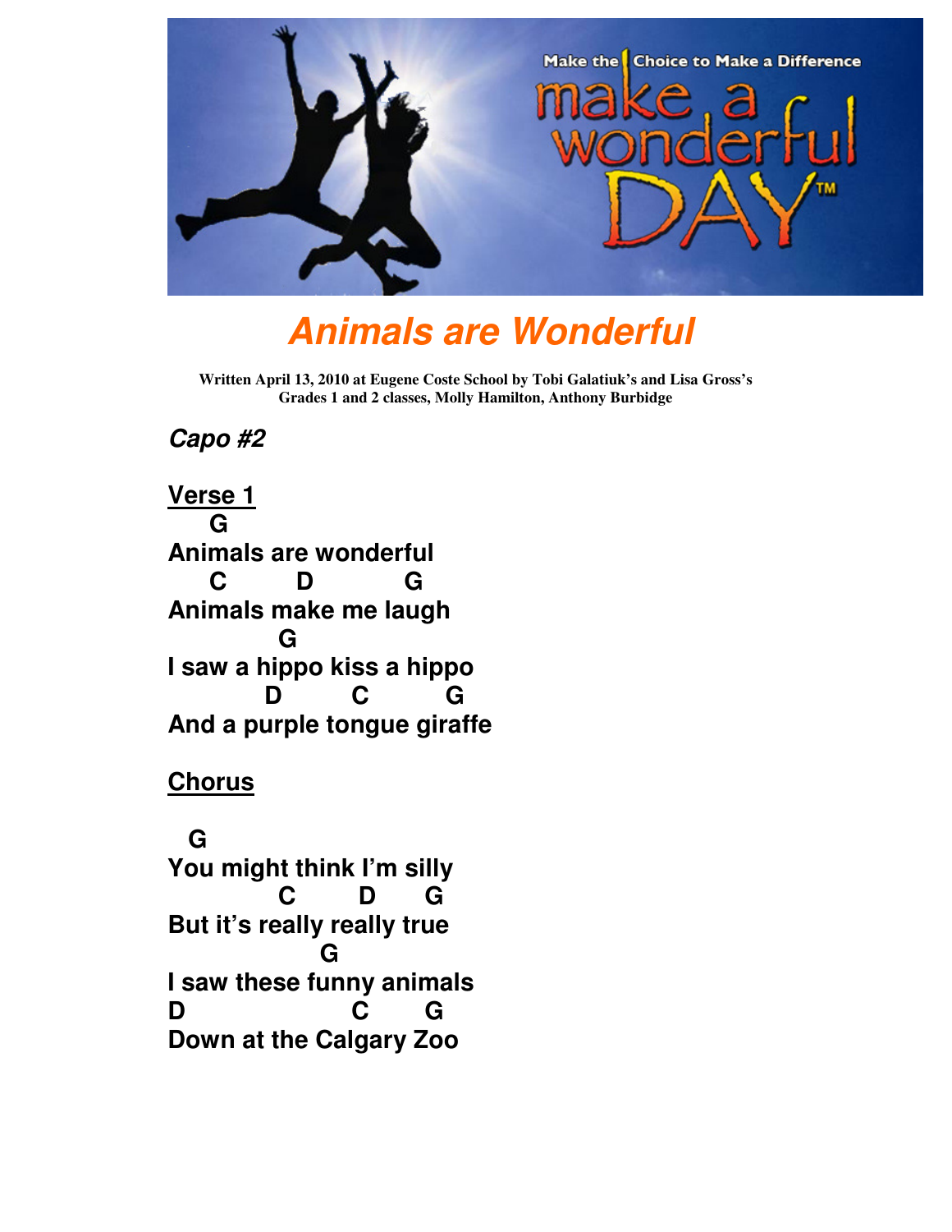# *Animals are Wonderful*

**Written April 13, 2010 at Eugene Coste School by Tobi Galatiuk's and Lisa Gross's Grades 1 and 2 classes, Molly Hamilton, Anthony Burbidge**

***Capo #2***

**Verse 1**

```
    G
Animals are wonderful
    C       D         G
Animals make me laugh
           G
I saw a hippo kiss a hippo
         D       C        G
And a purple tongue giraffe
```

**Chorus**

```
  G
You might think I'm silly
           C       D     G
But it's really really true
               G
I saw these funny animals
D                C       G
Down at the Calgary Zoo
```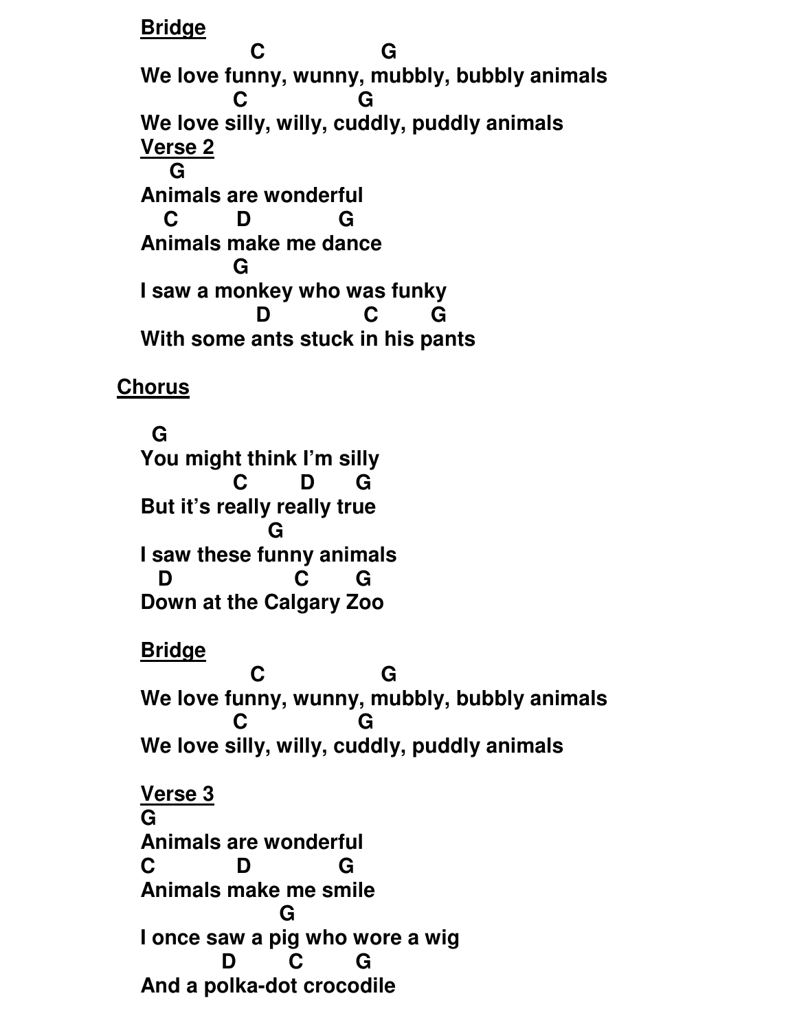**Bridge**

```
               C                 G
We love funny, wunny, mubbly, bubbly animals
             C                G
We love silly, willy, cuddly, puddly animals
```

**Verse 2**

```
    G
Animals are wonderful
   C        D            G
Animals make me dance
             G
I saw a monkey who was funky
                 D              C       G
With some ants stuck in his pants
```

**Chorus**

```
  G
You might think I'm silly
             C       D     G
But it's really really true
                  G
I saw these funny animals
  D                 C      G
Down at the Calgary Zoo
```

**Bridge**

```
               C                 G
We love funny, wunny, mubbly, bubbly animals
             C                G
We love silly, willy, cuddly, puddly animals
```

**Verse 3**

```
G
Animals are wonderful
C           D            G
Animals make me smile
                    G
I once saw a pig who wore a wig
           D       C       G
And a polka-dot crocodile
```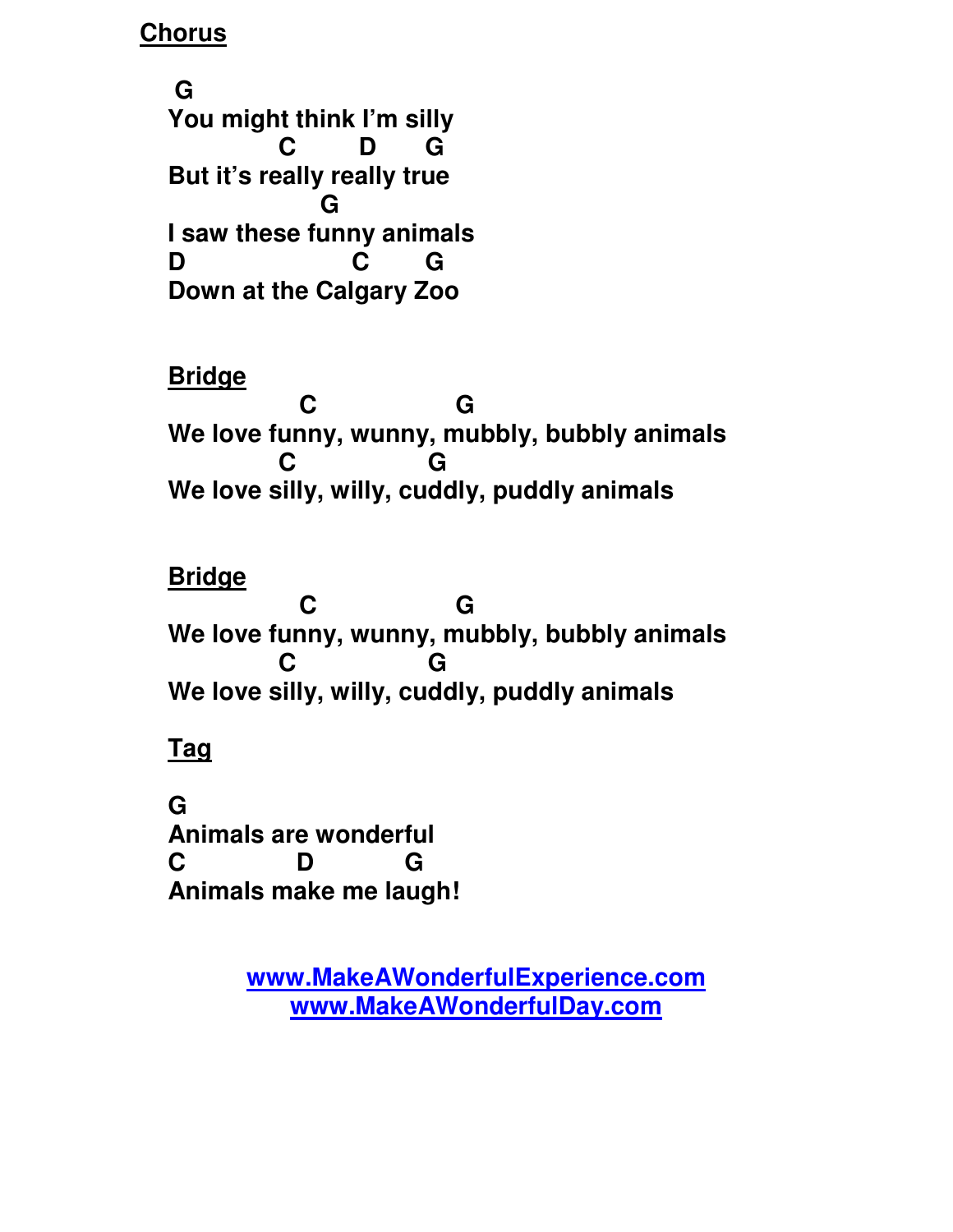**Chorus**

```
 G
You might think I'm silly
           C      D     G
But it's really really true
               G
I saw these funny animals
D                  C      G
Down at the Calgary Zoo
```

**Bridge**

```
              C                G
We love funny, wunny, mubbly, bubbly animals
           C                G
We love silly, willy, cuddly, puddly animals
```

**Bridge**

```
              C                G
We love funny, wunny, mubbly, bubbly animals
           C                G
We love silly, willy, cuddly, puddly animals
```

**Tag**

```
G
Animals are wonderful
C            D          G
Animals make me laugh!
```

www.MakeAWonderfulExperience.com
www.MakeAWonderfulDay.com